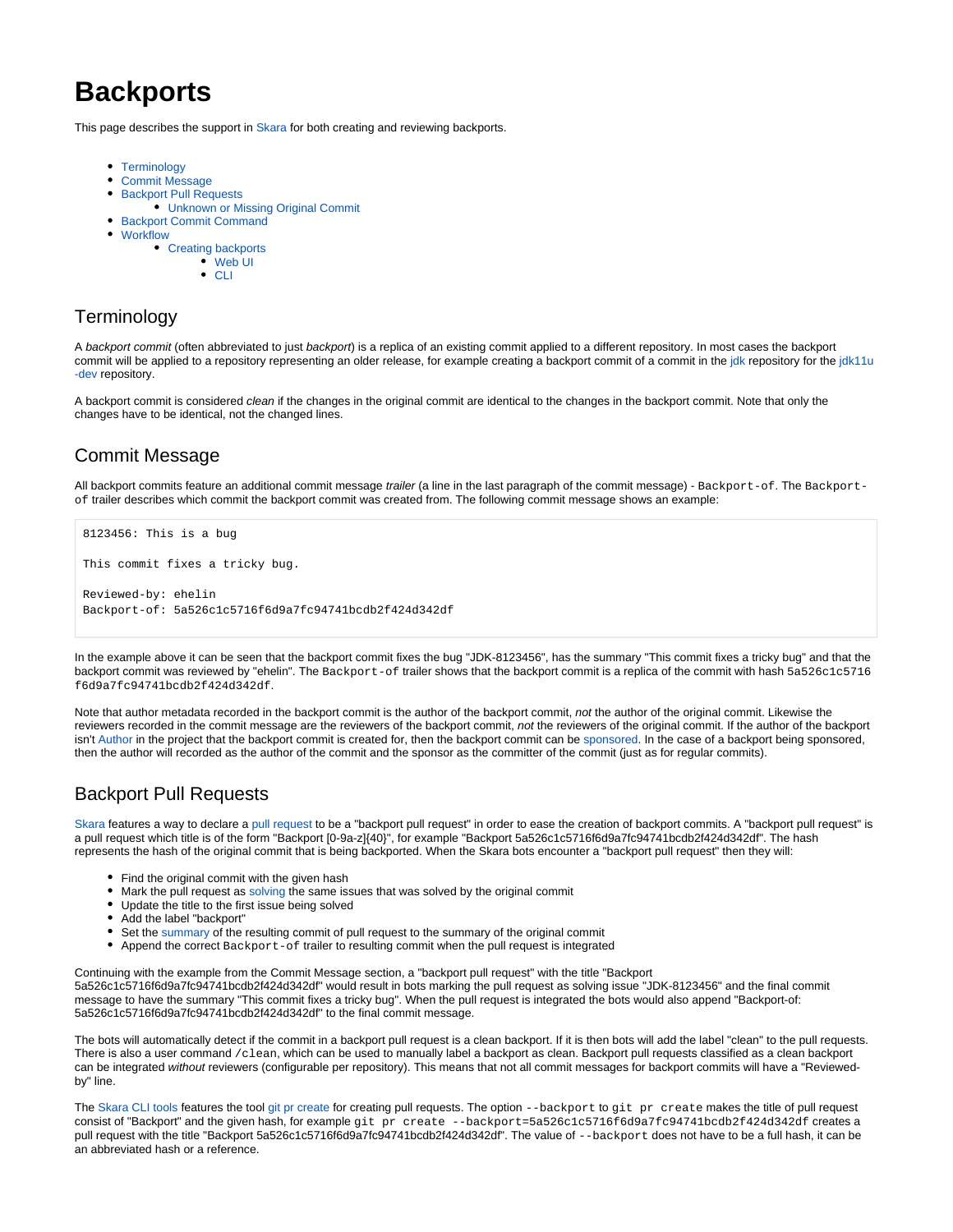# Backports

This page describes the support in Skara for both creating and reviewing backports.

- Terminology
- Commit Message
- Backport Pull Requests
    - Unknown or Missing Original Commit
- Backport Commit Command
- Workflow
    - Creating backports
        - Web UI
        - CLI

## Terminology

A *backport commit* (often abbreviated to just *backport*) is a replica of an existing commit applied to a different repository. In most cases the backport commit will be applied to a repository representing an older release, for example creating a backport commit of a commit in the jdk repository for the jdk11u-dev repository.

A backport commit is considered *clean* if the changes in the original commit are identical to the changes in the backport commit. Note that only the changes have to be identical, not the changed lines.

## Commit Message

All backport commits feature an additional commit message *trailer* (a line in the last paragraph of the commit message) - `Backport-of`. The `Backport-of` trailer describes which commit the backport commit was created from. The following commit message shows an example:

```
8123456: This is a bug

This commit fixes a tricky bug.

Reviewed-by: ehelin
Backport-of: 5a526c1c5716f6d9a7fc94741bcdb2f424d342df
```

In the example above it can be seen that the backport commit fixes the bug "JDK-8123456", has the summary "This commit fixes a tricky bug" and that the backport commit was reviewed by "ehelin". The `Backport-of` trailer shows that the backport commit is a replica of the commit with hash `5a526c1c5716f6d9a7fc94741bcdb2f424d342df`.

Note that author metadata recorded in the backport commit is the author of the backport commit, *not* the author of the original commit. Likewise the reviewers recorded in the commit message are the reviewers of the backport commit, *not* the reviewers of the original commit. If the author of the backport isn't Author in the project that the backport commit is created for, then the backport commit can be sponsored. In the case of a backport being sponsored, then the author will recorded as the author of the commit and the sponsor as the committer of the commit (just as for regular commits).

## Backport Pull Requests

Skara features a way to declare a pull request to be a "backport pull request" in order to ease the creation of backport commits. A "backport pull request" is a pull request which title is of the form "Backport [0-9a-z]{40}", for example "Backport 5a526c1c5716f6d9a7fc94741bcdb2f424d342df". The hash represents the hash of the original commit that is being backported. When the Skara bots encounter a "backport pull request" then they will:

- Find the original commit with the given hash
- Mark the pull request as solving the same issues that was solved by the original commit
- Update the title to the first issue being solved
- Add the label "backport"
- Set the summary of the resulting commit of pull request to the summary of the original commit
- Append the correct `Backport-of` trailer to resulting commit when the pull request is integrated

Continuing with the example from the Commit Message section, a "backport pull request" with the title "Backport 5a526c1c5716f6d9a7fc94741bcdb2f424d342df" would result in bots marking the pull request as solving issue "JDK-8123456" and the final commit message to have the summary "This commit fixes a tricky bug". When the pull request is integrated the bots would also append "Backport-of: 5a526c1c5716f6d9a7fc94741bcdb2f424d342df" to the final commit message.

The bots will automatically detect if the commit in a backport pull request is a clean backport. If it is then bots will add the label "clean" to the pull requests. There is also a user command `/clean`, which can be used to manually label a backport as clean. Backport pull requests classified as a clean backport can be integrated *without* reviewers (configurable per repository). This means that not all commit messages for backport commits will have a "Reviewed-by" line.

The Skara CLI tools features the tool git pr create for creating pull requests. The option `--backport` to `git pr create` makes the title of pull request consist of "Backport" and the given hash, for example `git pr create --backport=5a526c1c5716f6d9a7fc94741bcdb2f424d342df` creates a pull request with the title "Backport 5a526c1c5716f6d9a7fc94741bcdb2f424d342df". The value of `--backport` does not have to be a full hash, it can be an abbreviated hash or a reference.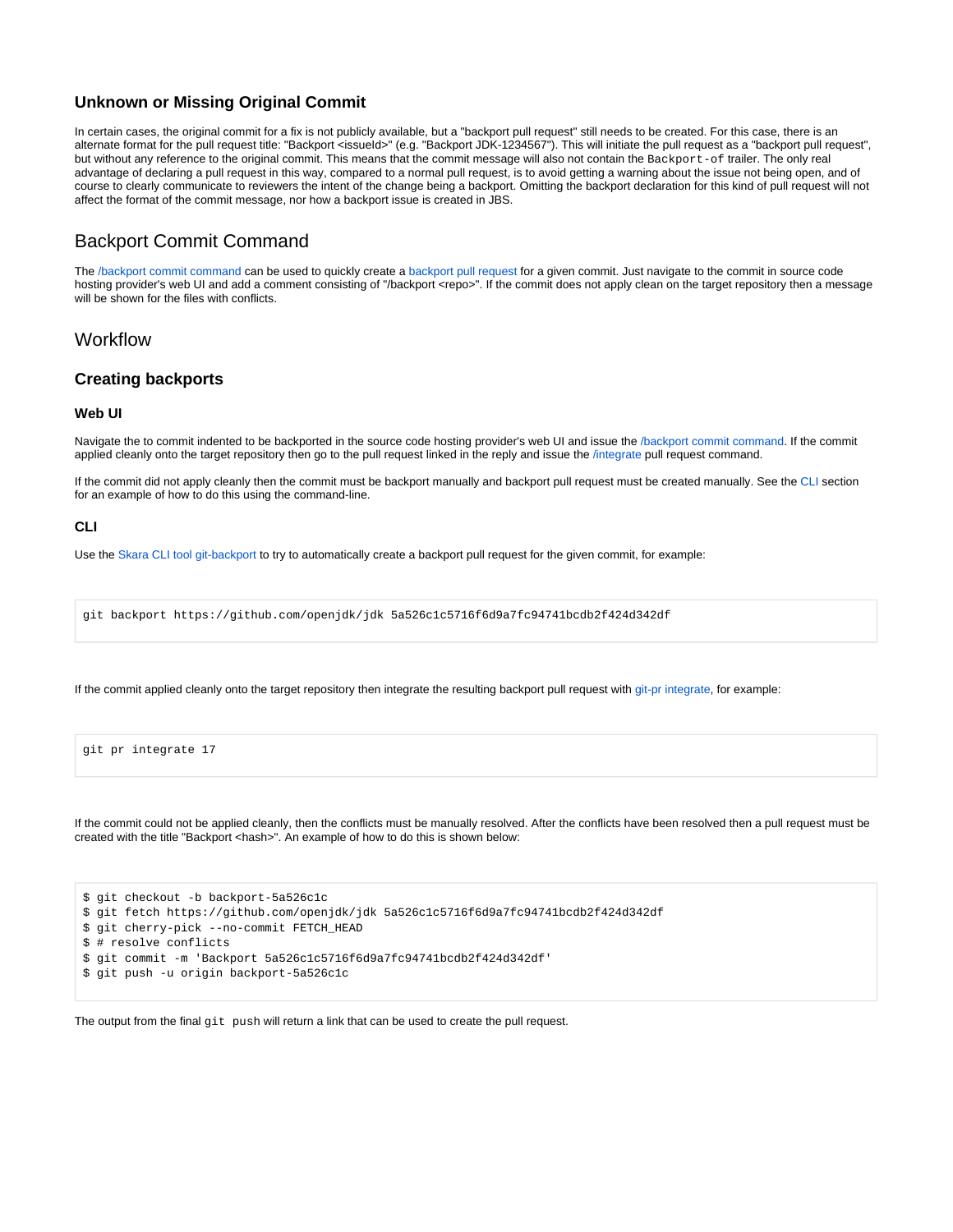### Unknown or Missing Original Commit

In certain cases, the original commit for a fix is not publicly available, but a "backport pull request" still needs to be created. For this case, there is an alternate format for the pull request title: "Backport <issueId>" (e.g. "Backport JDK-1234567"). This will initiate the pull request as a "backport pull request", but without any reference to the original commit. This means that the commit message will also not contain the `Backport-of` trailer. The only real advantage of declaring a pull request in this way, compared to a normal pull request, is to avoid getting a warning about the issue not being open, and of course to clearly communicate to reviewers the intent of the change being a backport. Omitting the backport declaration for this kind of pull request will not affect the format of the commit message, nor how a backport issue is created in JBS.

## Backport Commit Command

The /backport commit command can be used to quickly create a backport pull request for a given commit. Just navigate to the commit in source code hosting provider's web UI and add a comment consisting of "/backport <repo>". If the commit does not apply clean on the target repository then a message will be shown for the files with conflicts.

## Workflow

### Creating backports

#### Web UI

Navigate the to commit indented to be backported in the source code hosting provider's web UI and issue the /backport commit command. If the commit applied cleanly onto the target repository then go to the pull request linked in the reply and issue the /integrate pull request command.

If the commit did not apply cleanly then the commit must be backport manually and backport pull request must be created manually. See the CLI section for an example of how to do this using the command-line.

#### CLI

Use the Skara CLI tool git-backport to try to automatically create a backport pull request for the given commit, for example:

```
git backport https://github.com/openjdk/jdk 5a526c1c5716f6d9a7fc94741bcdb2f424d342df
```

If the commit applied cleanly onto the target repository then integrate the resulting backport pull request with git-pr integrate, for example:

```
git pr integrate 17
```

If the commit could not be applied cleanly, then the conflicts must be manually resolved. After the conflicts have been resolved then a pull request must be created with the title "Backport <hash>". An example of how to do this is shown below:

```
$ git checkout -b backport-5a526c1c
$ git fetch https://github.com/openjdk/jdk 5a526c1c5716f6d9a7fc94741bcdb2f424d342df
$ git cherry-pick --no-commit FETCH_HEAD
$ # resolve conflicts
$ git commit -m 'Backport 5a526c1c5716f6d9a7fc94741bcdb2f424d342df'
$ git push -u origin backport-5a526c1c
```

The output from the final `git push` will return a link that can be used to create the pull request.